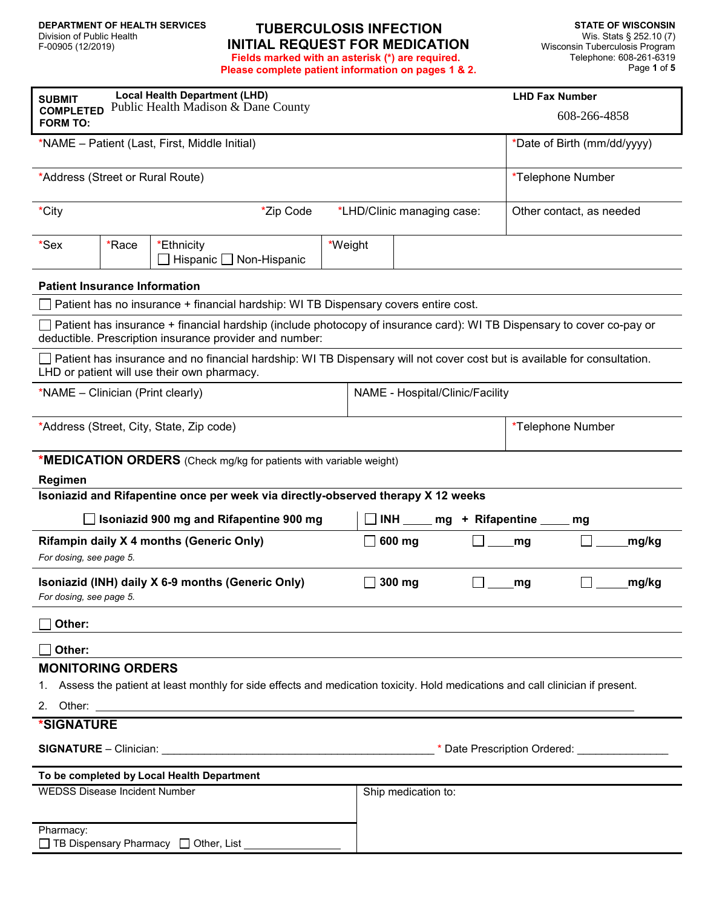DEPARTMENT OF HEALTH SERVICES
Division of Public Health
F-00905 (12/2019)

STATE OF WISCONSIN
Wis. Stats § 252.10 (7)
Wisconsin Tuberculosis Program
Telephone: 608-261-6319

# TUBERCULOSIS INFECTION INITIAL REQUEST FOR MEDICATION

**Fields marked with an asterisk (*) are required.**
**Please complete patient information on pages 1 & 2.**

| SUBMIT COMPLETED FORM TO: | Local Health Department (LHD) Public Health Madison & Dane County | LHD Fax Number 608-266-4858 |
|---|---|---|

| *NAME – Patient (Last, First, Middle Initial) | | | | *Date of Birth (mm/dd/yyyy) |
|---|---|---|---|---|
| *Address (Street or Rural Route) | | | | *Telephone Number |
| *City | | *Zip Code | *LHD/Clinic managing case: | Other contact, as needed |
| *Sex | *Race | *Ethnicity ☐ Hispanic ☐ Non-Hispanic | *Weight | |

**Patient Insurance Information**

☐ Patient has no insurance + financial hardship: WI TB Dispensary covers entire cost.

☐ Patient has insurance + financial hardship (include photocopy of insurance card): WI TB Dispensary to cover co-pay or deductible. Prescription insurance provider and number:

☐ Patient has insurance and no financial hardship: WI TB Dispensary will not cover cost but is available for consultation. LHD or patient will use their own pharmacy.

| *NAME – Clinician (Print clearly) | NAME - Hospital/Clinic/Facility |
|---|---|
| *Address (Street, City, State, Zip code) | *Telephone Number |

**\*MEDICATION ORDERS** (Check mg/kg for patients with variable weight)

**Regimen**

**Isoniazid and Rifapentine once per week via directly-observed therapy X 12 weeks**

| ☐ **Isoniazid 900 mg and Rifapentine 900 mg** | ☐ **INH \_\_\_\_ mg + Rifapentine \_\_\_\_ mg** | |
|---|---|---|

| Regimen | | | |
|---|---|---|---|
| **Rifampin daily X 4 months (Generic Only)** *For dosing, see page 5.* | ☐ **600 mg** | ☐ \_\_\_\_**mg** | ☐ \_\_\_\_**mg/kg** |
| **Isoniazid (INH) daily X 6-9 months (Generic Only)** *For dosing, see page 5.* | ☐ **300 mg** | ☐ \_\_\_\_**mg** | ☐ \_\_\_\_**mg/kg** |

☐ **Other:**

☐ **Other:**

## MONITORING ORDERS

1. Assess the patient at least monthly for side effects and medication toxicity. Hold medications and call clinician if present.
2. Other: \_\_\_\_\_\_\_\_\_\_\_\_\_\_\_\_\_\_\_\_\_\_\_\_\_\_\_\_\_\_\_\_\_\_\_\_\_\_

## *SIGNATURE

**SIGNATURE** – Clinician: \_\_\_\_\_\_\_\_\_\_\_\_\_\_\_\_\_\_\_\_\_\_\_\_\_\_\_\_\_\_ * Date Prescription Ordered: \_\_\_\_\_\_\_\_\_\_\_\_\_\_\_

**To be completed by Local Health Department**

| WEDSS Disease Incident Number | Ship medication to: |
|---|---|
| Pharmacy: ☐ TB Dispensary Pharmacy ☐ Other, List \_\_\_\_\_\_\_\_\_\_\_\_ | |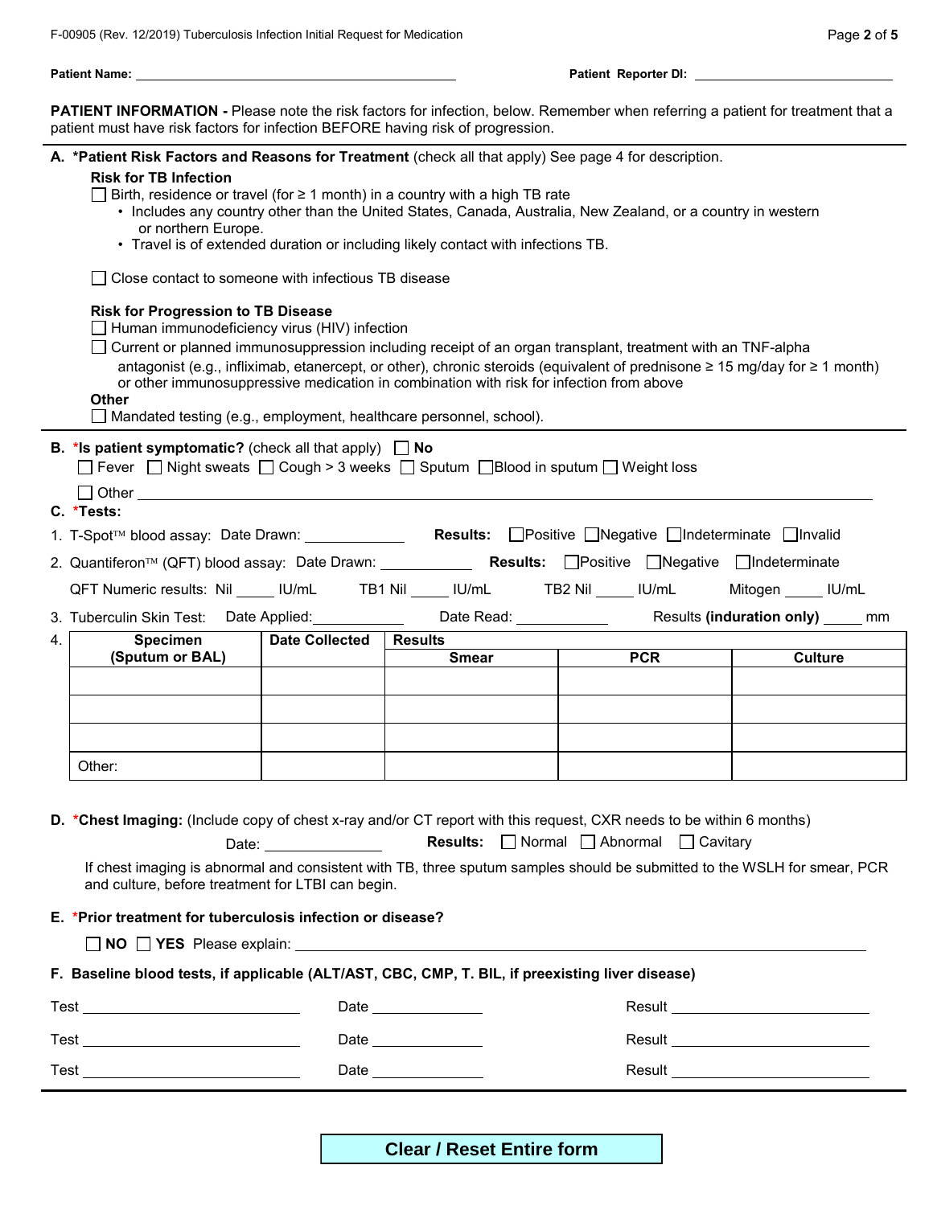**Patient Name:** ______________________________ **Patient Reporter DI:** ______________________

**PATIENT INFORMATION -** Please note the risk factors for infection, below. Remember when referring a patient for treatment that a patient must have risk factors for infection BEFORE having risk of progression.

**A. *Patient Risk Factors and Reasons for Treatment** (check all that apply) See page 4 for description.

**Risk for TB Infection**

☐ Birth, residence or travel (for ≥ 1 month) in a country with a high TB rate

- Includes any country other than the United States, Canada, Australia, New Zealand, or a country in western or northern Europe.
- Travel is of extended duration or including likely contact with infections TB.

☐ Close contact to someone with infectious TB disease

**Risk for Progression to TB Disease**

☐ Human immunodeficiency virus (HIV) infection

☐ Current or planned immunosuppression including receipt of an organ transplant, treatment with an TNF-alpha antagonist (e.g., infliximab, etanercept, or other), chronic steroids (equivalent of prednisone ≥ 15 mg/day for ≥ 1 month) or other immunosuppressive medication in combination with risk for infection from above

**Other**

☐ Mandated testing (e.g., employment, healthcare personnel, school).

**B. *Is patient symptomatic?** (check all that apply) ☐ **No**

☐ Fever ☐ Night sweats ☐ Cough > 3 weeks ☐ Sputum ☐ Blood in sputum ☐ Weight loss

☐ Other ______________________________

**C. *Tests:**

1. T-Spot™ blood assay: Date Drawn: __________ **Results:** ☐ Positive ☐ Negative ☐ Indeterminate ☐ Invalid
2. Quantiferon™ (QFT) blood assay: Date Drawn: __________ **Results:** ☐ Positive ☐ Negative ☐ Indeterminate

   QFT Numeric results: Nil _____ IU/mL TB1 Nil _____ IU/mL TB2 Nil _____ IU/mL Mitogen _____ IU/mL
3. Tuberculin Skin Test: Date Applied: __________ Date Read: __________ Results **(induration only)** _____ mm
4. 

| Specimen (Sputum or BAL) | Date Collected | Results | | |
|---|---|---|---|---|
| | | Smear | PCR | Culture |
| | | | | |
| | | | | |
| | | | | |
| Other: | | | | |

**D. *Chest Imaging:** (Include copy of chest x-ray and/or CT report with this request, CXR needs to be within 6 months)

Date: __________ **Results:** ☐ Normal ☐ Abnormal ☐ Cavitary

If chest imaging is abnormal and consistent with TB, three sputum samples should be submitted to the WSLH for smear, PCR and culture, before treatment for LTBI can begin.

**E. *Prior treatment for tuberculosis infection or disease?**

☐ **NO** ☐ **YES** Please explain: ______________________________

**F. Baseline blood tests, if applicable (ALT/AST, CBC, CMP, T. BIL, if preexisting liver disease)**

Test ____________________ Date __________ Result ____________________

Test ____________________ Date __________ Result ____________________

Test ____________________ Date __________ Result ____________________

Clear / Reset Entire form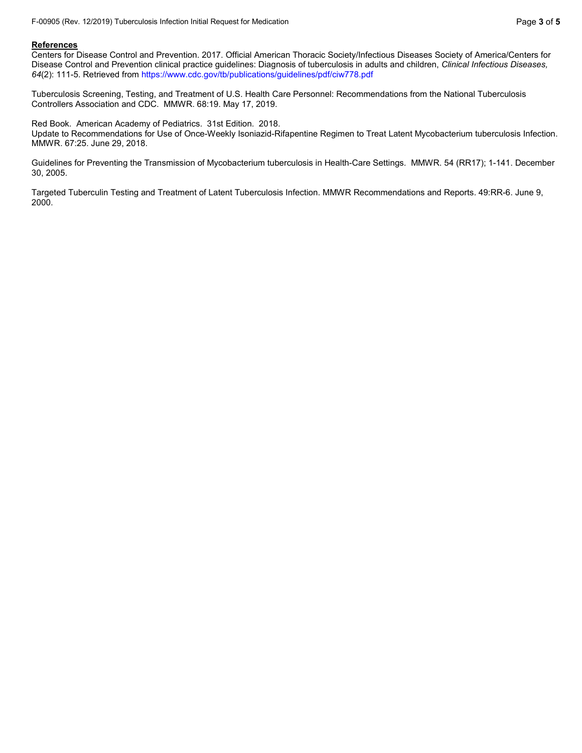**References**

Centers for Disease Control and Prevention. 2017. Official American Thoracic Society/Infectious Diseases Society of America/Centers for Disease Control and Prevention clinical practice guidelines: Diagnosis of tuberculosis in adults and children, *Clinical Infectious Diseases, 64*(2): 111-5. Retrieved from https://www.cdc.gov/tb/publications/guidelines/pdf/ciw778.pdf

Tuberculosis Screening, Testing, and Treatment of U.S. Health Care Personnel: Recommendations from the National Tuberculosis Controllers Association and CDC. MMWR. 68:19. May 17, 2019.

Red Book. American Academy of Pediatrics. 31st Edition. 2018.
Update to Recommendations for Use of Once-Weekly Isoniazid-Rifapentine Regimen to Treat Latent Mycobacterium tuberculosis Infection. MMWR. 67:25. June 29, 2018.

Guidelines for Preventing the Transmission of Mycobacterium tuberculosis in Health-Care Settings. MMWR. 54 (RR17); 1-141. December 30, 2005.

Targeted Tuberculin Testing and Treatment of Latent Tuberculosis Infection. MMWR Recommendations and Reports. 49:RR-6. June 9, 2000.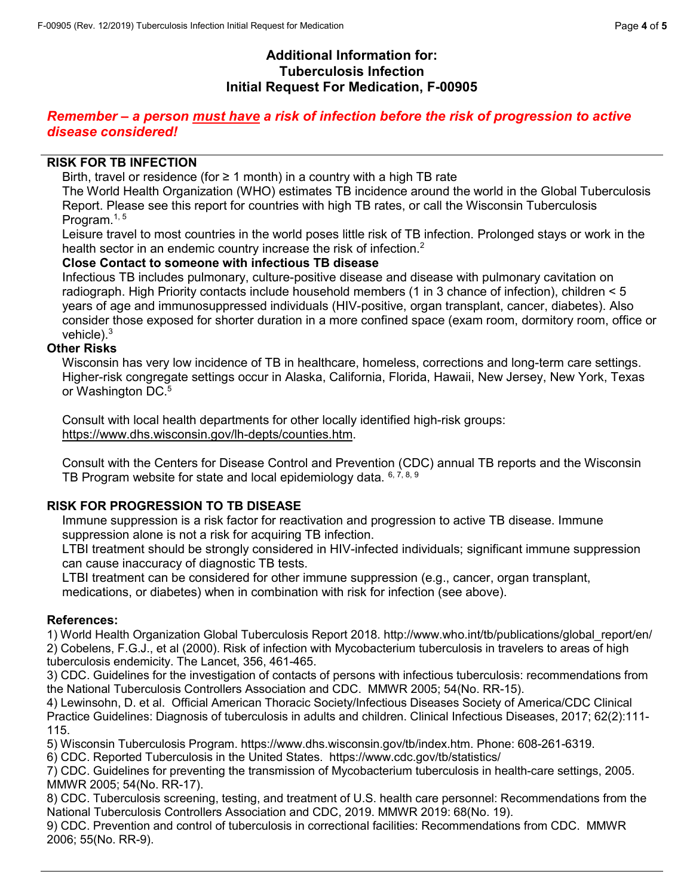# Additional Information for: Tuberculosis Infection Initial Request For Medication, F-00905

***Remember – a person must have a risk of infection before the risk of progression to active disease considered!***

## RISK FOR TB INFECTION

Birth, travel or residence (for ≥ 1 month) in a country with a high TB rate

The World Health Organization (WHO) estimates TB incidence around the world in the Global Tuberculosis Report. Please see this report for countries with high TB rates, or call the Wisconsin Tuberculosis Program.[1, 5]

Leisure travel to most countries in the world poses little risk of TB infection. Prolonged stays or work in the health sector in an endemic country increase the risk of infection.[2]

**Close Contact to someone with infectious TB disease**

Infectious TB includes pulmonary, culture-positive disease and disease with pulmonary cavitation on radiograph. High Priority contacts include household members (1 in 3 chance of infection), children < 5 years of age and immunosuppressed individuals (HIV-positive, organ transplant, cancer, diabetes). Also consider those exposed for shorter duration in a more confined space (exam room, dormitory room, office or vehicle).[3]

**Other Risks**

Wisconsin has very low incidence of TB in healthcare, homeless, corrections and long-term care settings. Higher-risk congregate settings occur in Alaska, California, Florida, Hawaii, New Jersey, New York, Texas or Washington DC.[5]

Consult with local health departments for other locally identified high-risk groups: https://www.dhs.wisconsin.gov/lh-depts/counties.htm.

Consult with the Centers for Disease Control and Prevention (CDC) annual TB reports and the Wisconsin TB Program website for state and local epidemiology data. [6, 7, 8, 9]

## RISK FOR PROGRESSION TO TB DISEASE

Immune suppression is a risk factor for reactivation and progression to active TB disease. Immune suppression alone is not a risk for acquiring TB infection.

LTBI treatment should be strongly considered in HIV-infected individuals; significant immune suppression can cause inaccuracy of diagnostic TB tests.

LTBI treatment can be considered for other immune suppression (e.g., cancer, organ transplant, medications, or diabetes) when in combination with risk for infection (see above).

### References:

1) World Health Organization Global Tuberculosis Report 2018. http://www.who.int/tb/publications/global_report/en/
2) Cobelens, F.G.J., et al (2000). Risk of infection with Mycobacterium tuberculosis in travelers to areas of high tuberculosis endemicity. The Lancet, 356, 461-465.
3) CDC. Guidelines for the investigation of contacts of persons with infectious tuberculosis: recommendations from the National Tuberculosis Controllers Association and CDC. MMWR 2005; 54(No. RR-15).
4) Lewinsohn, D. et al. Official American Thoracic Society/Infectious Diseases Society of America/CDC Clinical Practice Guidelines: Diagnosis of tuberculosis in adults and children. Clinical Infectious Diseases, 2017; 62(2):111-115.
5) Wisconsin Tuberculosis Program. https://www.dhs.wisconsin.gov/tb/index.htm. Phone: 608-261-6319.
6) CDC. Reported Tuberculosis in the United States. https://www.cdc.gov/tb/statistics/
7) CDC. Guidelines for preventing the transmission of Mycobacterium tuberculosis in health-care settings, 2005. MMWR 2005; 54(No. RR-17).
8) CDC. Tuberculosis screening, testing, and treatment of U.S. health care personnel: Recommendations from the National Tuberculosis Controllers Association and CDC, 2019. MMWR 2019: 68(No. 19).
9) CDC. Prevention and control of tuberculosis in correctional facilities: Recommendations from CDC. MMWR 2006; 55(No. RR-9).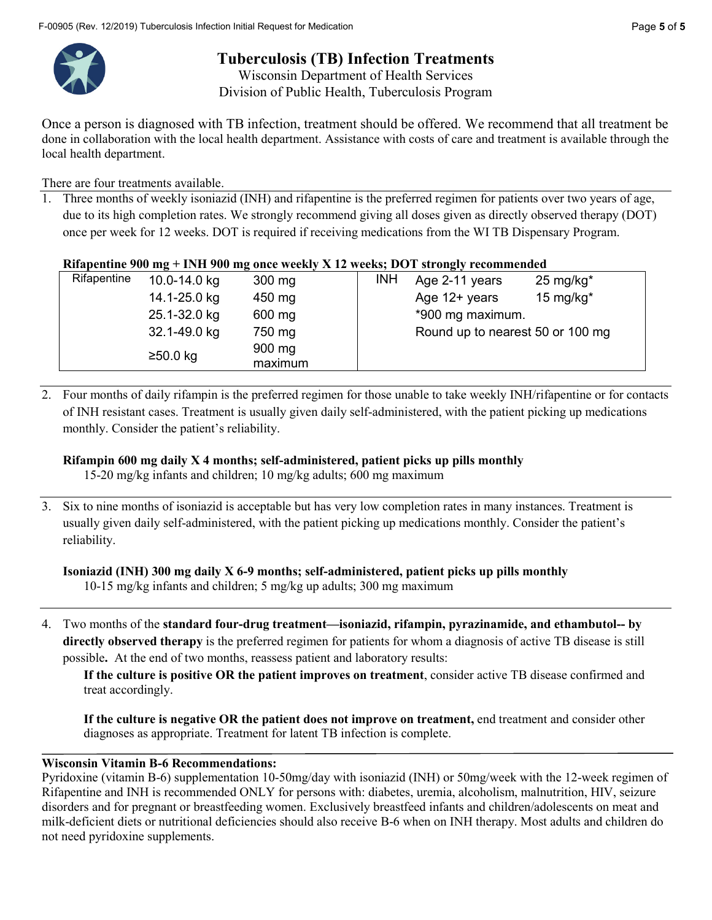# Tuberculosis (TB) Infection Treatments

Wisconsin Department of Health Services
Division of Public Health, Tuberculosis Program

Once a person is diagnosed with TB infection, treatment should be offered. We recommend that all treatment be done in collaboration with the local health department. Assistance with costs of care and treatment is available through the local health department.

There are four treatments available.

1. Three months of weekly isoniazid (INH) and rifapentine is the preferred regimen for patients over two years of age, due to its high completion rates. We strongly recommend giving all doses given as directly observed therapy (DOT) once per week for 12 weeks. DOT is required if receiving medications from the WI TB Dispensary Program.

   **Rifapentine 900 mg + INH 900 mg once weekly X 12 weeks; DOT strongly recommended**

   | | | | | | |
   |---|---|---|---|---|---|
   | Rifapentine | 10.0-14.0 kg | 300 mg | INH | Age 2-11 years | 25 mg/kg* |
   | | 14.1-25.0 kg | 450 mg | | Age 12+ years | 15 mg/kg* |
   | | 25.1-32.0 kg | 600 mg | | *900 mg maximum. | |
   | | 32.1-49.0 kg | 750 mg | | Round up to nearest 50 or 100 mg | |
   | | ≥50.0 kg | 900 mg maximum | | | |

2. Four months of daily rifampin is the preferred regimen for those unable to take weekly INH/rifapentine or for contacts of INH resistant cases. Treatment is usually given daily self-administered, with the patient picking up medications monthly. Consider the patient's reliability.

   **Rifampin 600 mg daily X 4 months; self-administered, patient picks up pills monthly**
   15-20 mg/kg infants and children; 10 mg/kg adults; 600 mg maximum

3. Six to nine months of isoniazid is acceptable but has very low completion rates in many instances. Treatment is usually given daily self-administered, with the patient picking up medications monthly. Consider the patient's reliability.

   **Isoniazid (INH) 300 mg daily X 6-9 months; self-administered, patient picks up pills monthly**
   10-15 mg/kg infants and children; 5 mg/kg up adults; 300 mg maximum

4. Two months of the **standard four-drug treatment—isoniazid, rifampin, pyrazinamide, and ethambutol-- by directly observed therapy** is the preferred regimen for patients for whom a diagnosis of active TB disease is still possible**.** At the end of two months, reassess patient and laboratory results:

   **If the culture is positive OR the patient improves on treatment**, consider active TB disease confirmed and treat accordingly.

   **If the culture is negative OR the patient does not improve on treatment,** end treatment and consider other diagnoses as appropriate. Treatment for latent TB infection is complete.

**Wisconsin Vitamin B-6 Recommendations:**

Pyridoxine (vitamin B-6) supplementation 10-50mg/day with isoniazid (INH) or 50mg/week with the 12-week regimen of Rifapentine and INH is recommended ONLY for persons with: diabetes, uremia, alcoholism, malnutrition, HIV, seizure disorders and for pregnant or breastfeeding women. Exclusively breastfeed infants and children/adolescents on meat and milk-deficient diets or nutritional deficiencies should also receive B-6 when on INH therapy. Most adults and children do not need pyridoxine supplements.